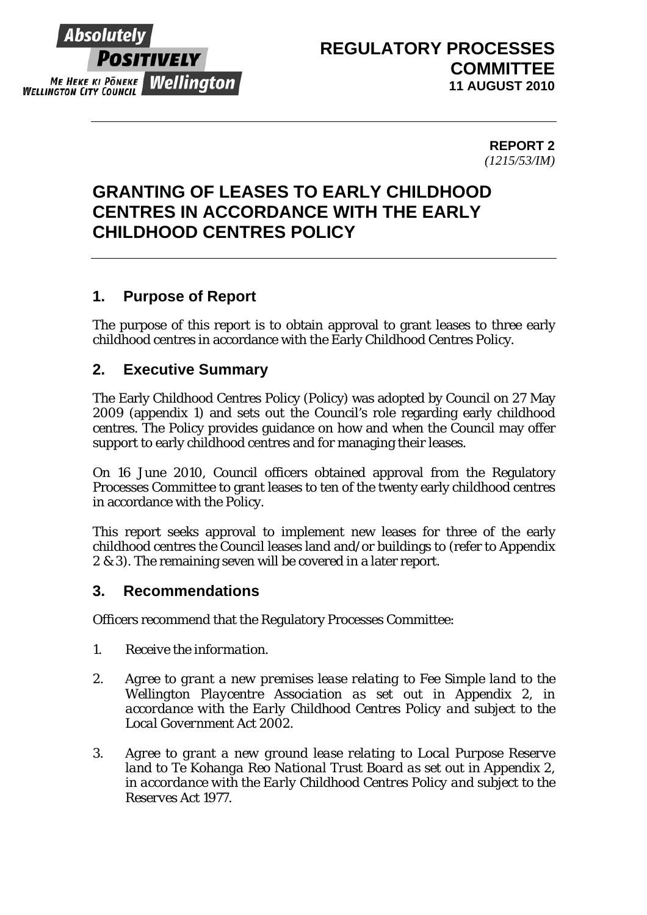Absolutely POSITIVELY Wellington
ME HEKE KI PŌNEKE
WELLINGTON CITY COUNCIL

**REGULATORY PROCESSES COMMITTEE**
**11 AUGUST 2010**

**REPORT 2**
*(1215/53/IM)*

# GRANTING OF LEASES TO EARLY CHILDHOOD CENTRES IN ACCORDANCE WITH THE EARLY CHILDHOOD CENTRES POLICY

## 1. Purpose of Report

The purpose of this report is to obtain approval to grant leases to three early childhood centres in accordance with the Early Childhood Centres Policy.

## 2. Executive Summary

The Early Childhood Centres Policy (Policy) was adopted by Council on 27 May 2009 (appendix 1) and sets out the Council's role regarding early childhood centres. The Policy provides guidance on how and when the Council may offer support to early childhood centres and for managing their leases.

On 16 June 2010, Council officers obtained approval from the Regulatory Processes Committee to grant leases to ten of the twenty early childhood centres in accordance with the Policy.

This report seeks approval to implement new leases for three of the early childhood centres the Council leases land and/or buildings to (refer to Appendix 2 & 3). The remaining seven will be covered in a later report.

## 3. Recommendations

Officers recommend that the Regulatory Processes Committee:

1. *Receive the information.*

2. *Agree to grant a new premises lease relating to Fee Simple land to the Wellington Playcentre Association as set out in Appendix 2, in accordance with the Early Childhood Centres Policy and subject to the Local Government Act 2002.*

3. *Agree to grant a new ground lease relating to Local Purpose Reserve land to Te Kohanga Reo National Trust Board as set out in Appendix 2, in accordance with the Early Childhood Centres Policy and subject to the Reserves Act 1977.*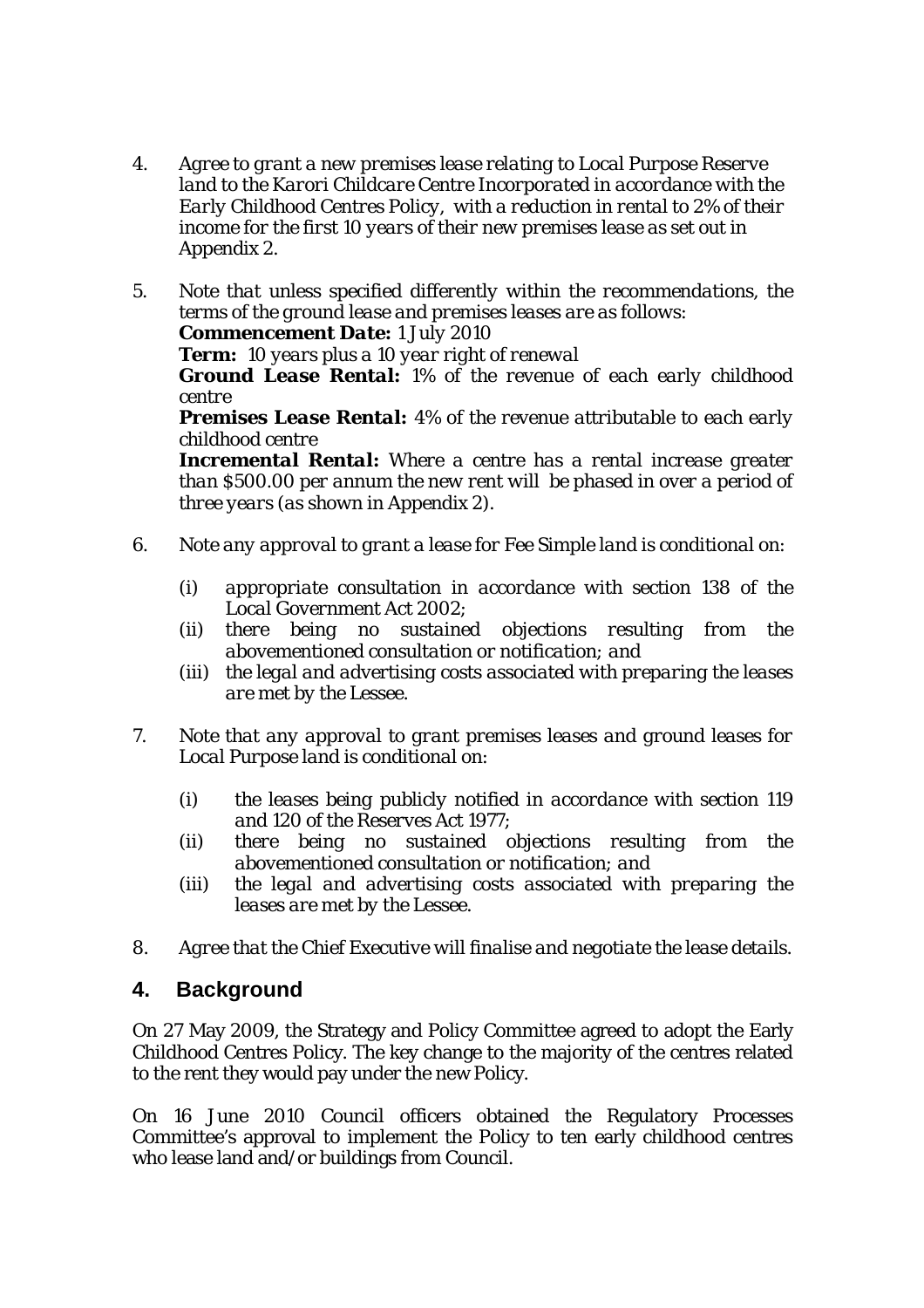4. *Agree to grant a new premises lease relating to Local Purpose Reserve land to the Karori Childcare Centre Incorporated in accordance with the Early Childhood Centres Policy, with a reduction in rental to 2% of their income for the first 10 years of their new premises lease as set out in Appendix 2.*

5. *Note that unless specified differently within the recommendations, the terms of the ground lease and premises leases are as follows:*
   ***Commencement Date:*** *1 July 2010*
   ***Term:*** *10 years plus a 10 year right of renewal*
   ***Ground Lease Rental:*** *1% of the revenue of each early childhood centre*
   ***Premises Lease Rental:*** *4% of the revenue attributable to each early childhood centre*
   ***Incremental Rental:*** *Where a centre has a rental increase greater than $500.00 per annum the new rent will be phased in over a period of three years (as shown in Appendix 2).*

6. *Note any approval to grant a lease for Fee Simple land is conditional on:*

   (i) *appropriate consultation in accordance with section 138 of the Local Government Act 2002;*
   (ii) *there being no sustained objections resulting from the abovementioned consultation or notification; and*
   (iii) *the legal and advertising costs associated with preparing the leases are met by the Lessee.*

7. *Note that any approval to grant premises leases and ground leases for Local Purpose land is conditional on:*

   (i) *the leases being publicly notified in accordance with section 119 and 120 of the Reserves Act 1977;*
   (ii) *there being no sustained objections resulting from the abovementioned consultation or notification; and*
   (iii) *the legal and advertising costs associated with preparing the leases are met by the Lessee.*

8. *Agree that the Chief Executive will finalise and negotiate the lease details.*

## 4. Background

On 27 May 2009, the Strategy and Policy Committee agreed to adopt the Early Childhood Centres Policy. The key change to the majority of the centres related to the rent they would pay under the new Policy.

On 16 June 2010 Council officers obtained the Regulatory Processes Committee's approval to implement the Policy to ten early childhood centres who lease land and/or buildings from Council.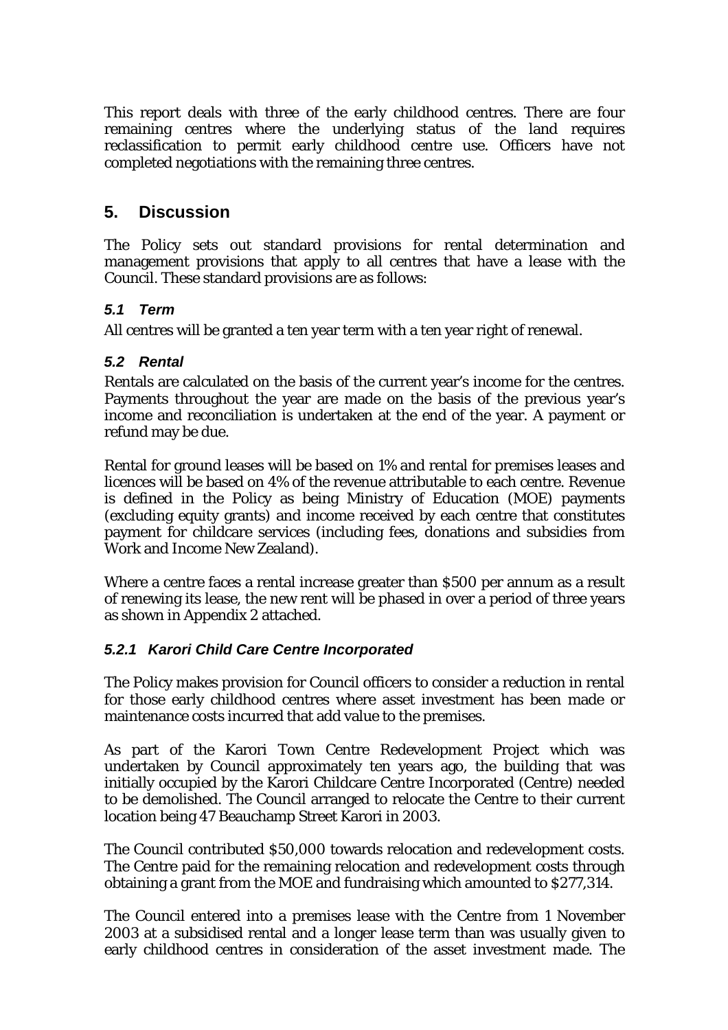This report deals with three of the early childhood centres. There are four remaining centres where the underlying status of the land requires reclassification to permit early childhood centre use. Officers have not completed negotiations with the remaining three centres.

## 5. Discussion

The Policy sets out standard provisions for rental determination and management provisions that apply to all centres that have a lease with the Council. These standard provisions are as follows:

### *5.1 Term*

All centres will be granted a ten year term with a ten year right of renewal.

### *5.2 Rental*

Rentals are calculated on the basis of the current year's income for the centres. Payments throughout the year are made on the basis of the previous year's income and reconciliation is undertaken at the end of the year. A payment or refund may be due.

Rental for ground leases will be based on 1% and rental for premises leases and licences will be based on 4% of the revenue attributable to each centre. Revenue is defined in the Policy as being Ministry of Education (MOE) payments (excluding equity grants) and income received by each centre that constitutes payment for childcare services (including fees, donations and subsidies from Work and Income New Zealand).

Where a centre faces a rental increase greater than $500 per annum as a result of renewing its lease, the new rent will be phased in over a period of three years as shown in Appendix 2 attached.

#### *5.2.1 Karori Child Care Centre Incorporated*

The Policy makes provision for Council officers to consider a reduction in rental for those early childhood centres where asset investment has been made or maintenance costs incurred that add value to the premises.

As part of the Karori Town Centre Redevelopment Project which was undertaken by Council approximately ten years ago, the building that was initially occupied by the Karori Childcare Centre Incorporated (Centre) needed to be demolished. The Council arranged to relocate the Centre to their current location being 47 Beauchamp Street Karori in 2003.

The Council contributed $50,000 towards relocation and redevelopment costs. The Centre paid for the remaining relocation and redevelopment costs through obtaining a grant from the MOE and fundraising which amounted to $277,314.

The Council entered into a premises lease with the Centre from 1 November 2003 at a subsidised rental and a longer lease term than was usually given to early childhood centres in consideration of the asset investment made. The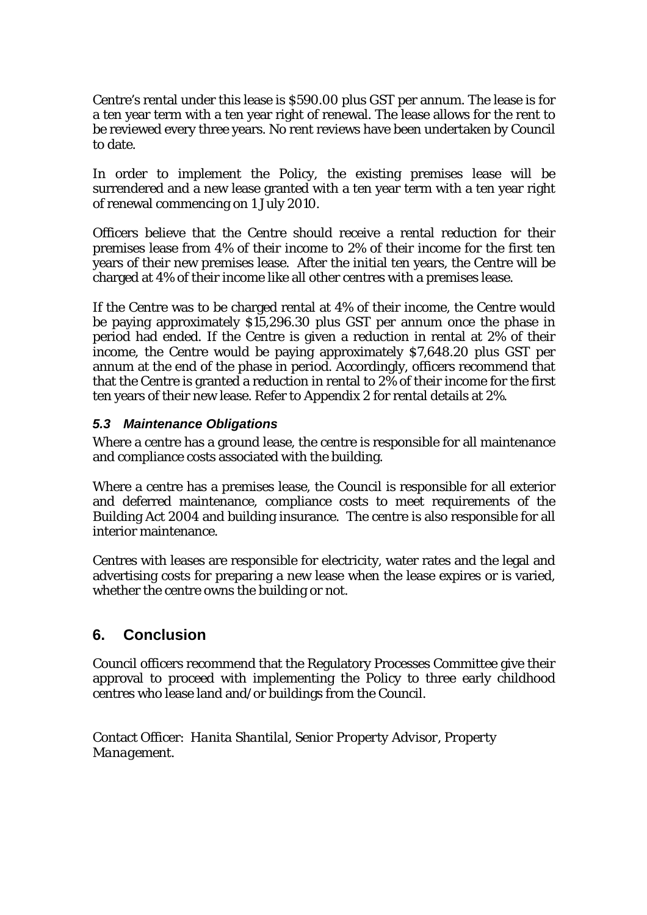Centre's rental under this lease is $590.00 plus GST per annum. The lease is for a ten year term with a ten year right of renewal. The lease allows for the rent to be reviewed every three years. No rent reviews have been undertaken by Council to date.

In order to implement the Policy, the existing premises lease will be surrendered and a new lease granted with a ten year term with a ten year right of renewal commencing on 1 July 2010.

Officers believe that the Centre should receive a rental reduction for their premises lease from 4% of their income to 2% of their income for the first ten years of their new premises lease. After the initial ten years, the Centre will be charged at 4% of their income like all other centres with a premises lease.

If the Centre was to be charged rental at 4% of their income, the Centre would be paying approximately $15,296.30 plus GST per annum once the phase in period had ended. If the Centre is given a reduction in rental at 2% of their income, the Centre would be paying approximately $7,648.20 plus GST per annum at the end of the phase in period. Accordingly, officers recommend that that the Centre is granted a reduction in rental to 2% of their income for the first ten years of their new lease. Refer to Appendix 2 for rental details at 2%.

### *5.3 Maintenance Obligations*

Where a centre has a ground lease, the centre is responsible for all maintenance and compliance costs associated with the building.

Where a centre has a premises lease, the Council is responsible for all exterior and deferred maintenance, compliance costs to meet requirements of the Building Act 2004 and building insurance. The centre is also responsible for all interior maintenance.

Centres with leases are responsible for electricity, water rates and the legal and advertising costs for preparing a new lease when the lease expires or is varied, whether the centre owns the building or not.

## 6. Conclusion

Council officers recommend that the Regulatory Processes Committee give their approval to proceed with implementing the Policy to three early childhood centres who lease land and/or buildings from the Council.

Contact Officer: *Hanita Shantilal, Senior Property Advisor, Property Management.*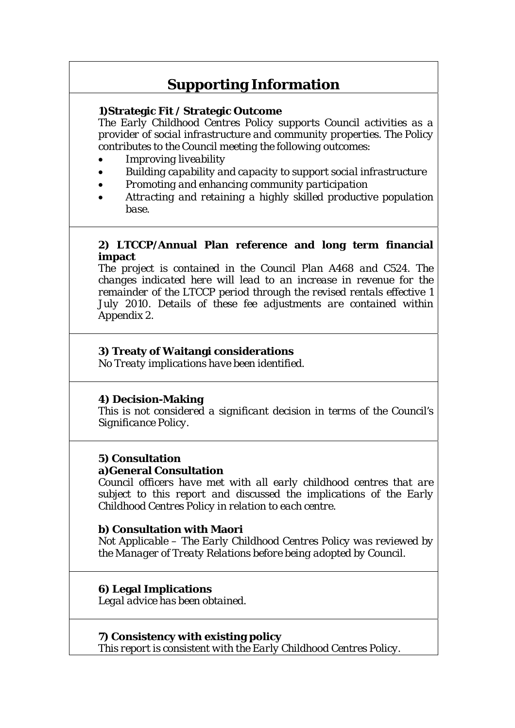# Supporting Information

**1) Strategic Fit / Strategic Outcome**

*The Early Childhood Centres Policy supports Council activities as a provider of social infrastructure and community properties. The Policy contributes to the Council meeting the following outcomes:*

- *Improving liveability*
- *Building capability and capacity to support social infrastructure*
- *Promoting and enhancing community participation*
- *Attracting and retaining a highly skilled productive population base.*

**2) LTCCP/Annual Plan reference and long term financial impact**

*The project is contained in the Council Plan A468 and C524. The changes indicated here will lead to an increase in revenue for the remainder of the LTCCP period through the revised rentals effective 1 July 2010. Details of these fee adjustments are contained within Appendix 2.*

**3) Treaty of Waitangi considerations**

*No Treaty implications have been identified.*

**4) Decision-Making**

*This is not considered a significant decision in terms of the Council's Significance Policy.*

**5) Consultation**

**a) General Consultation**

*Council officers have met with all early childhood centres that are subject to this report and discussed the implications of the Early Childhood Centres Policy in relation to each centre.*

**b) Consultation with Maori**

*Not Applicable – The Early Childhood Centres Policy was reviewed by the Manager of Treaty Relations before being adopted by Council.*

**6) Legal Implications**

*Legal advice has been obtained.*

**7) Consistency with existing policy**

*This report is consistent with the Early Childhood Centres Policy.*